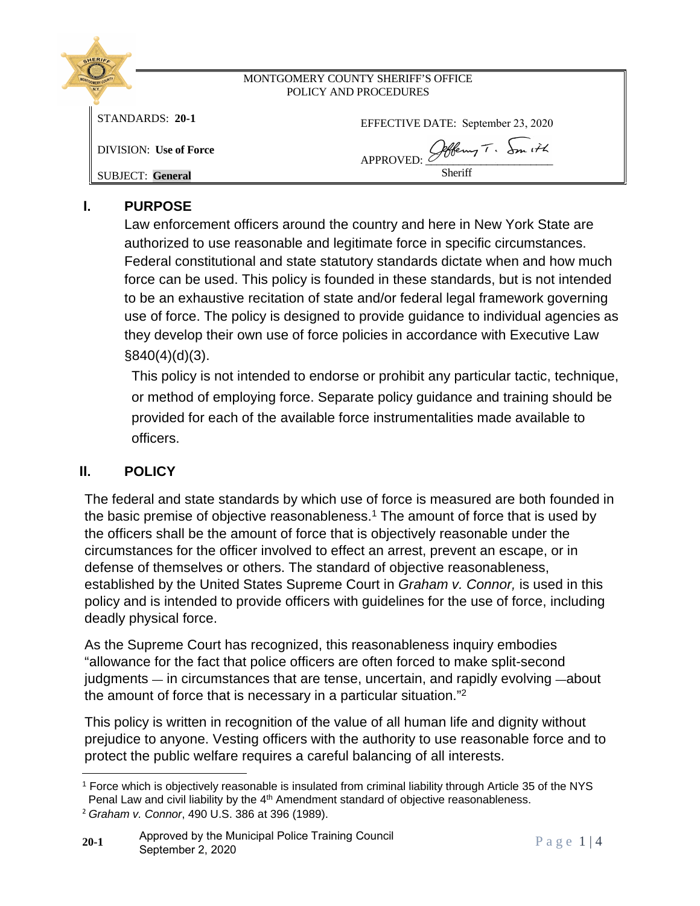MONTGOMERY COUNTY SHERIFF'S OFFICE
POLICY AND PROCEDURES

| | |
|---|---|
| STANDARDS: **20-1** | EFFECTIVE DATE: September 23, 2020 |
| DIVISION: **Use of Force** | APPROVED: Jeffery T. Smith, Sheriff |
| SUBJECT: **General** | |

## I. PURPOSE

Law enforcement officers around the country and here in New York State are authorized to use reasonable and legitimate force in specific circumstances. Federal constitutional and state statutory standards dictate when and how much force can be used. This policy is founded in these standards, but is not intended to be an exhaustive recitation of state and/or federal legal framework governing use of force. The policy is designed to provide guidance to individual agencies as they develop their own use of force policies in accordance with Executive Law §840(4)(d)(3).

This policy is not intended to endorse or prohibit any particular tactic, technique, or method of employing force. Separate policy guidance and training should be provided for each of the available force instrumentalities made available to officers.

## II. POLICY

The federal and state standards by which use of force is measured are both founded in the basic premise of objective reasonableness.[1] The amount of force that is used by the officers shall be the amount of force that is objectively reasonable under the circumstances for the officer involved to effect an arrest, prevent an escape, or in defense of themselves or others. The standard of objective reasonableness, established by the United States Supreme Court in *Graham v. Connor,* is used in this policy and is intended to provide officers with guidelines for the use of force, including deadly physical force.

As the Supreme Court has recognized, this reasonableness inquiry embodies "allowance for the fact that police officers are often forced to make split-second judgments — in circumstances that are tense, uncertain, and rapidly evolving —about the amount of force that is necessary in a particular situation."[2]

This policy is written in recognition of the value of all human life and dignity without prejudice to anyone. Vesting officers with the authority to use reasonable force and to protect the public welfare requires a careful balancing of all interests.

---

[1] Force which is objectively reasonable is insulated from criminal liability through Article 35 of the NYS Penal Law and civil liability by the 4th Amendment standard of objective reasonableness.

[2] *Graham v. Connor*, 490 U.S. 386 at 396 (1989).

20-1 Approved by the Municipal Police Training Council September 2, 2020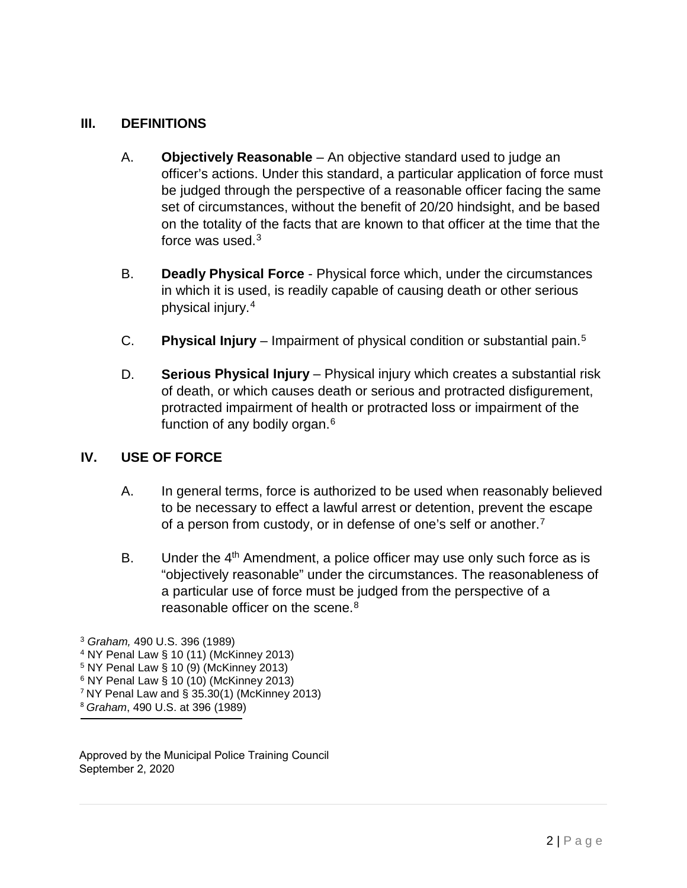## III. DEFINITIONS

A. **Objectively Reasonable** – An objective standard used to judge an officer's actions. Under this standard, a particular application of force must be judged through the perspective of a reasonable officer facing the same set of circumstances, without the benefit of 20/20 hindsight, and be based on the totality of the facts that are known to that officer at the time that the force was used.[3]

B. **Deadly Physical Force** - Physical force which, under the circumstances in which it is used, is readily capable of causing death or other serious physical injury.[4]

C. **Physical Injury** – Impairment of physical condition or substantial pain.[5]

D. **Serious Physical Injury** – Physical injury which creates a substantial risk of death, or which causes death or serious and protracted disfigurement, protracted impairment of health or protracted loss or impairment of the function of any bodily organ.[6]

## IV. USE OF FORCE

A. In general terms, force is authorized to be used when reasonably believed to be necessary to effect a lawful arrest or detention, prevent the escape of a person from custody, or in defense of one's self or another.[7]

B. Under the 4th Amendment, a police officer may use only such force as is "objectively reasonable" under the circumstances. The reasonableness of a particular use of force must be judged from the perspective of a reasonable officer on the scene.[8]

---

[3] *Graham,* 490 U.S. 396 (1989)
[4] NY Penal Law § 10 (11) (McKinney 2013)
[5] NY Penal Law § 10 (9) (McKinney 2013)
[6] NY Penal Law § 10 (10) (McKinney 2013)
[7] NY Penal Law and § 35.30(1) (McKinney 2013)
[8] *Graham*, 490 U.S. at 396 (1989)

Approved by the Municipal Police Training Council
September 2, 2020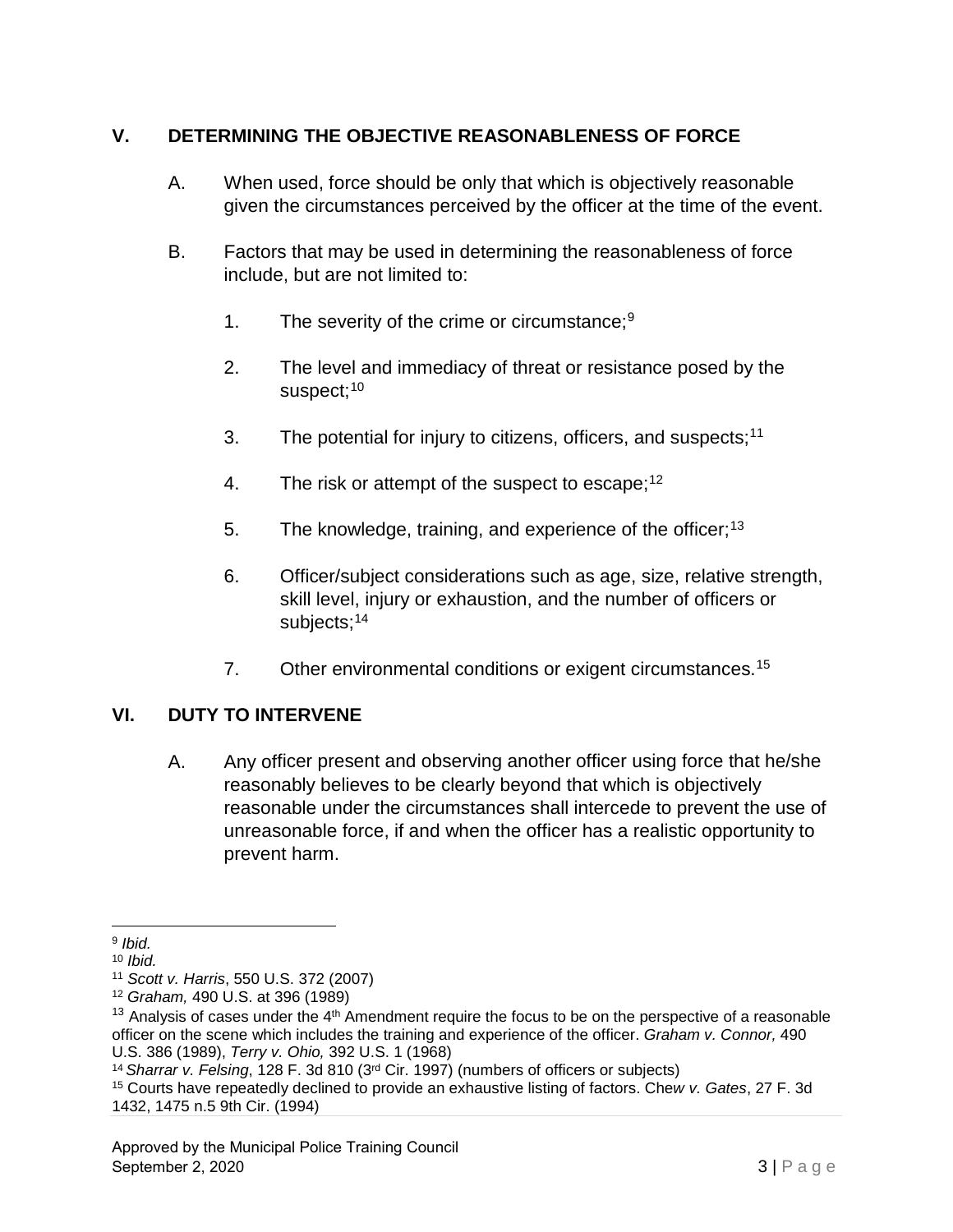## V. DETERMINING THE OBJECTIVE REASONABLENESS OF FORCE

A. When used, force should be only that which is objectively reasonable given the circumstances perceived by the officer at the time of the event.

B. Factors that may be used in determining the reasonableness of force include, but are not limited to:

1. The severity of the crime or circumstance;[9]

2. The level and immediacy of threat or resistance posed by the suspect;[10]

3. The potential for injury to citizens, officers, and suspects;[11]

4. The risk or attempt of the suspect to escape;[12]

5. The knowledge, training, and experience of the officer;[13]

6. Officer/subject considerations such as age, size, relative strength, skill level, injury or exhaustion, and the number of officers or subjects;[14]

7. Other environmental conditions or exigent circumstances.[15]

## VI. DUTY TO INTERVENE

A. Any officer present and observing another officer using force that he/she reasonably believes to be clearly beyond that which is objectively reasonable under the circumstances shall intercede to prevent the use of unreasonable force, if and when the officer has a realistic opportunity to prevent harm.

---

[9] *Ibid.*

[10] *Ibid.*

[11] *Scott v. Harris*, 550 U.S. 372 (2007)

[12] *Graham,* 490 U.S. at 396 (1989)

[13] Analysis of cases under the 4th Amendment require the focus to be on the perspective of a reasonable officer on the scene which includes the training and experience of the officer. *Graham v. Connor,* 490 U.S. 386 (1989), *Terry v. Ohio,* 392 U.S. 1 (1968)

[14] *Sharrar v. Felsing*, 128 F. 3d 810 (3rd Cir. 1997) (numbers of officers or subjects)

[15] Courts have repeatedly declined to provide an exhaustive listing of factors. Che*w v. Gates*, 27 F. 3d 1432, 1475 n.5 9th Cir. (1994)

Approved by the Municipal Police Training Council
September 2, 2020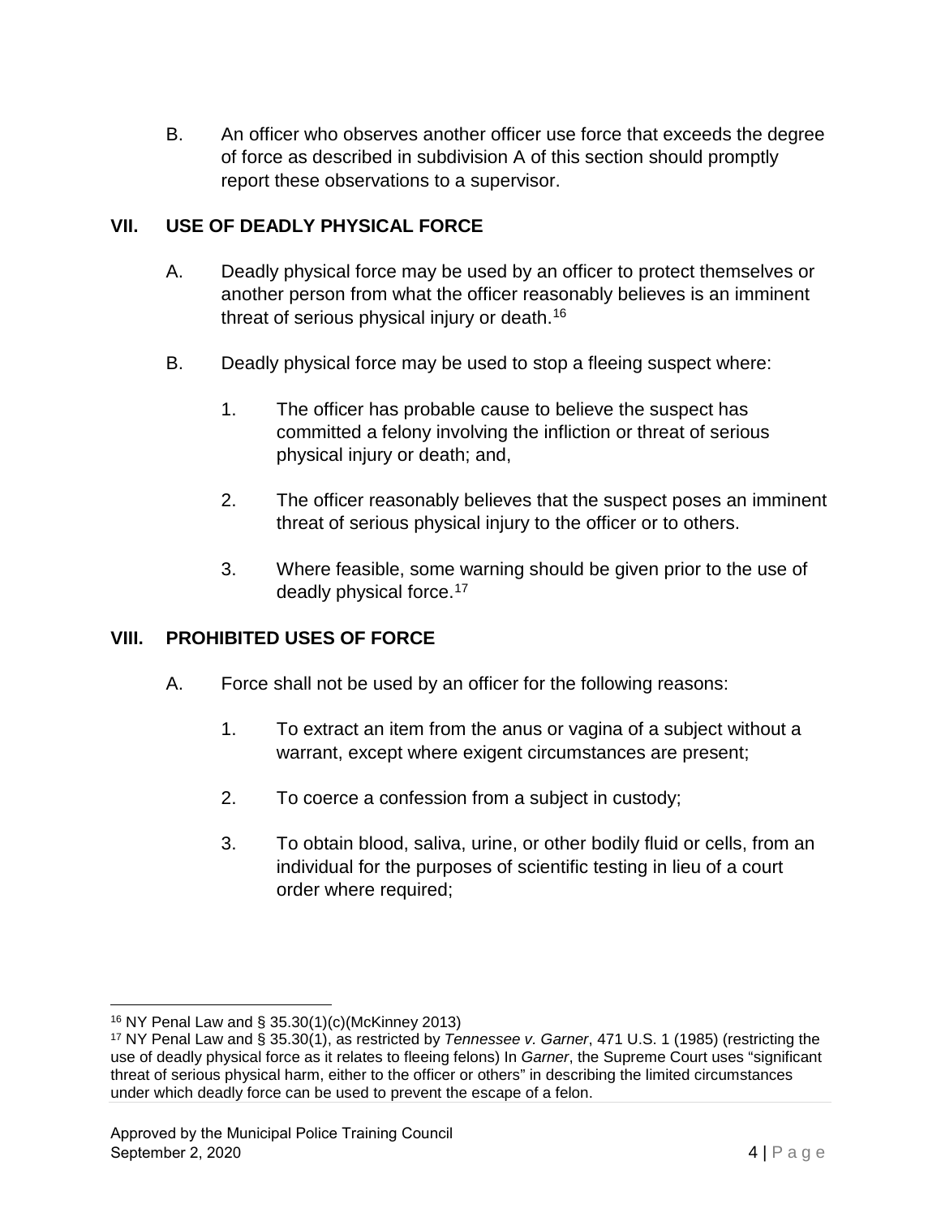B. An officer who observes another officer use force that exceeds the degree of force as described in subdivision A of this section should promptly report these observations to a supervisor.

## VII. USE OF DEADLY PHYSICAL FORCE

A. Deadly physical force may be used by an officer to protect themselves or another person from what the officer reasonably believes is an imminent threat of serious physical injury or death.[16]

B. Deadly physical force may be used to stop a fleeing suspect where:

1. The officer has probable cause to believe the suspect has committed a felony involving the infliction or threat of serious physical injury or death; and,

2. The officer reasonably believes that the suspect poses an imminent threat of serious physical injury to the officer or to others.

3. Where feasible, some warning should be given prior to the use of deadly physical force.[17]

## VIII. PROHIBITED USES OF FORCE

A. Force shall not be used by an officer for the following reasons:

1. To extract an item from the anus or vagina of a subject without a warrant, except where exigent circumstances are present;

2. To coerce a confession from a subject in custody;

3. To obtain blood, saliva, urine, or other bodily fluid or cells, from an individual for the purposes of scientific testing in lieu of a court order where required;

---

[16] NY Penal Law and § 35.30(1)(c)(McKinney 2013)

[17] NY Penal Law and § 35.30(1), as restricted by *Tennessee v. Garner*, 471 U.S. 1 (1985) (restricting the use of deadly physical force as it relates to fleeing felons) In *Garner*, the Supreme Court uses "significant threat of serious physical harm, either to the officer or others" in describing the limited circumstances under which deadly force can be used to prevent the escape of a felon.

Approved by the Municipal Police Training Council
September 2, 2020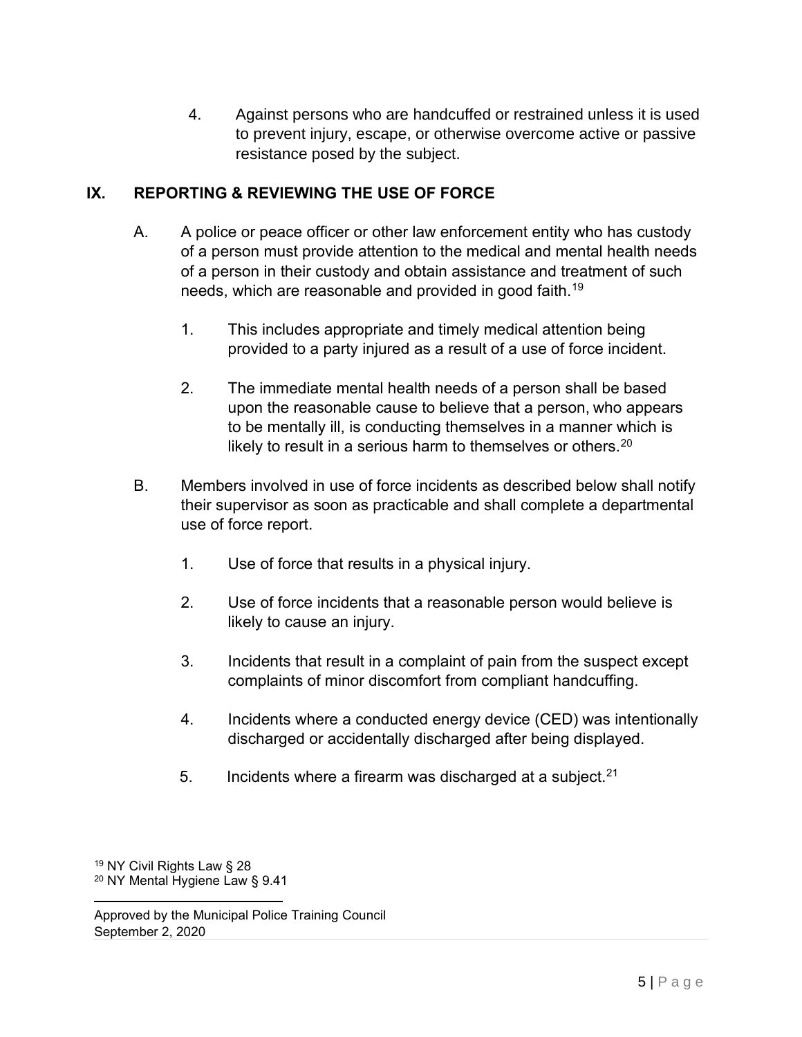4. Against persons who are handcuffed or restrained unless it is used to prevent injury, escape, or otherwise overcome active or passive resistance posed by the subject.

## IX. REPORTING & REVIEWING THE USE OF FORCE

A. A police or peace officer or other law enforcement entity who has custody of a person must provide attention to the medical and mental health needs of a person in their custody and obtain assistance and treatment of such needs, which are reasonable and provided in good faith.[19]

1. This includes appropriate and timely medical attention being provided to a party injured as a result of a use of force incident.

2. The immediate mental health needs of a person shall be based upon the reasonable cause to believe that a person, who appears to be mentally ill, is conducting themselves in a manner which is likely to result in a serious harm to themselves or others.[20]

B. Members involved in use of force incidents as described below shall notify their supervisor as soon as practicable and shall complete a departmental use of force report.

1. Use of force that results in a physical injury.

2. Use of force incidents that a reasonable person would believe is likely to cause an injury.

3. Incidents that result in a complaint of pain from the suspect except complaints of minor discomfort from compliant handcuffing.

4. Incidents where a conducted energy device (CED) was intentionally discharged or accidentally discharged after being displayed.

5. Incidents where a firearm was discharged at a subject.[21]

[19] NY Civil Rights Law § 28
[20] NY Mental Hygiene Law § 9.41

Approved by the Municipal Police Training Council
September 2, 2020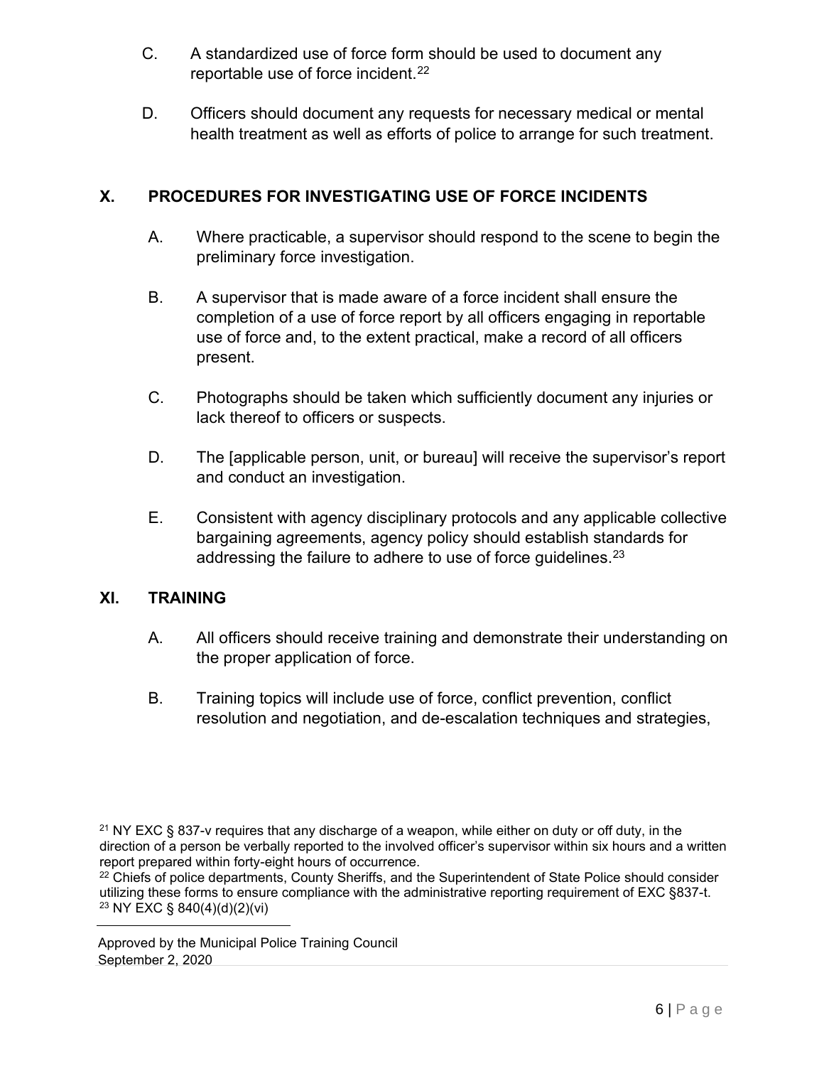C. A standardized use of force form should be used to document any reportable use of force incident.[22]

D. Officers should document any requests for necessary medical or mental health treatment as well as efforts of police to arrange for such treatment.

## X. PROCEDURES FOR INVESTIGATING USE OF FORCE INCIDENTS

A. Where practicable, a supervisor should respond to the scene to begin the preliminary force investigation.

B. A supervisor that is made aware of a force incident shall ensure the completion of a use of force report by all officers engaging in reportable use of force and, to the extent practical, make a record of all officers present.

C. Photographs should be taken which sufficiently document any injuries or lack thereof to officers or suspects.

D. The [applicable person, unit, or bureau] will receive the supervisor's report and conduct an investigation.

E. Consistent with agency disciplinary protocols and any applicable collective bargaining agreements, agency policy should establish standards for addressing the failure to adhere to use of force guidelines.[23]

## XI. TRAINING

A. All officers should receive training and demonstrate their understanding on the proper application of force.

B. Training topics will include use of force, conflict prevention, conflict resolution and negotiation, and de-escalation techniques and strategies,

---

[21] NY EXC § 837-v requires that any discharge of a weapon, while either on duty or off duty, in the direction of a person be verbally reported to the involved officer's supervisor within six hours and a written report prepared within forty-eight hours of occurrence.

[22] Chiefs of police departments, County Sheriffs, and the Superintendent of State Police should consider utilizing these forms to ensure compliance with the administrative reporting requirement of EXC §837-t.

[23] NY EXC § 840(4)(d)(2)(vi)

Approved by the Municipal Police Training Council
September 2, 2020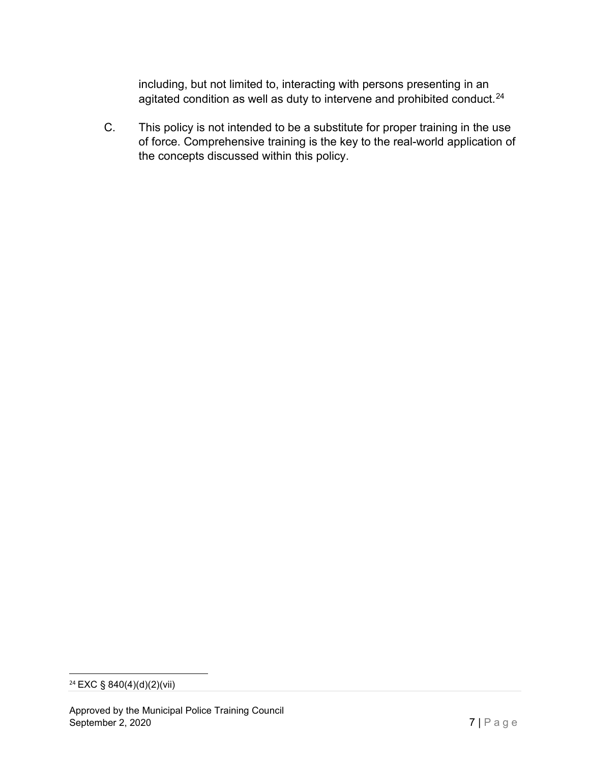including, but not limited to, interacting with persons presenting in an agitated condition as well as duty to intervene and prohibited conduct.[24]

C. This policy is not intended to be a substitute for proper training in the use of force. Comprehensive training is the key to the real-world application of the concepts discussed within this policy.

---

[24] EXC § 840(4)(d)(2)(vii)

Approved by the Municipal Police Training Council
September 2, 2020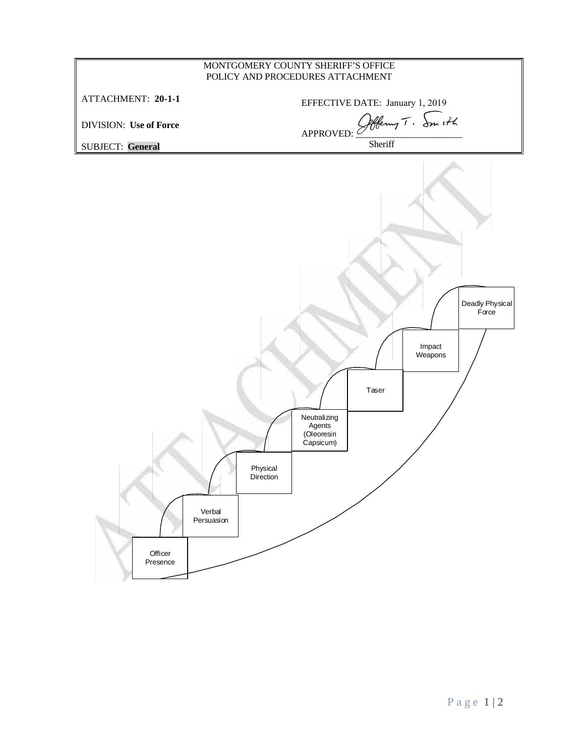MONTGOMERY COUNTY SHERIFF'S OFFICE
POLICY AND PROCEDURES ATTACHMENT

| | |
|---|---|
| ATTACHMENT: **20-1-1** | EFFECTIVE DATE: January 1, 2019 |
| DIVISION: **Use of Force** | APPROVED: Jeffrey T. Smith, Sheriff |
| SUBJECT: **General** | |

ATTACHMENT

- Deadly Physical Force
- Impact Weapons
- Taser
- Neutralizing Agents (Oleoresin Capsicum)
- Physical Direction
- Verbal Persuasion
- Officer Presence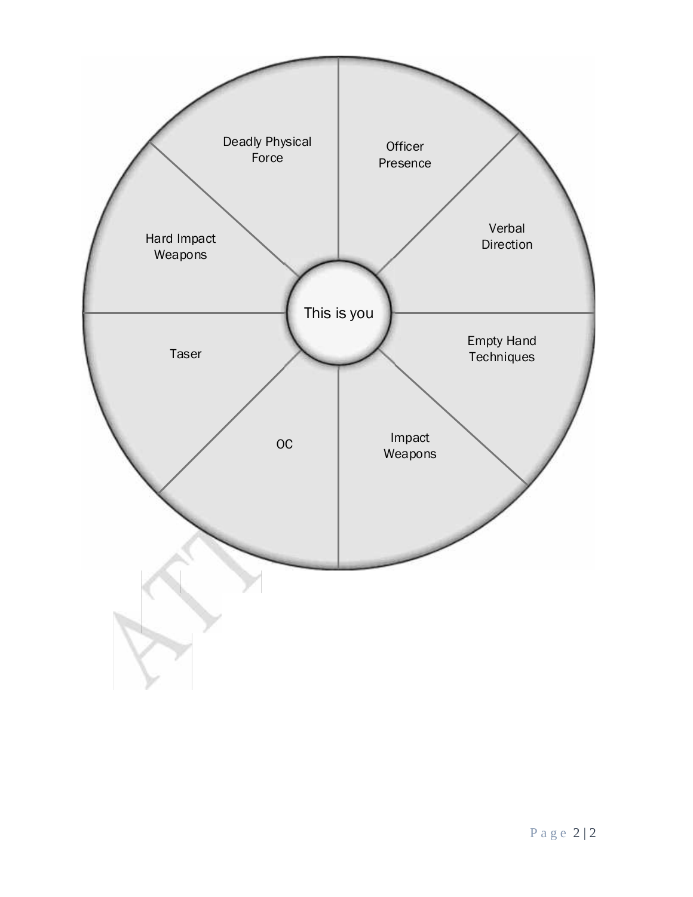This is you

Officer Presence

Verbal Direction

Empty Hand Techniques

Impact Weapons

OC

Taser

Hard Impact Weapons

Deadly Physical Force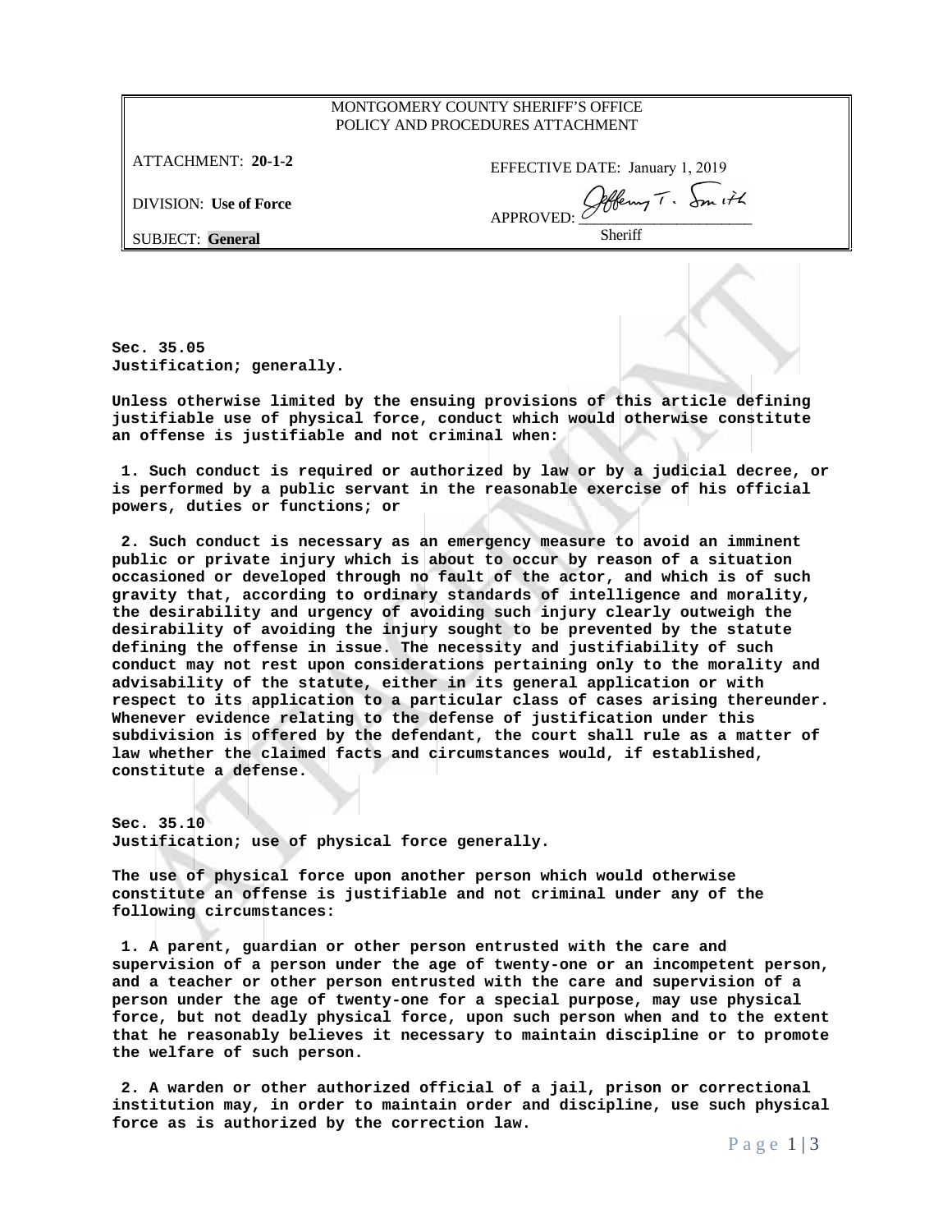| MONTGOMERY COUNTY SHERIFF'S OFFICE POLICY AND PROCEDURES ATTACHMENT | |
|---|---|
| ATTACHMENT: **20-1-2** | EFFECTIVE DATE: January 1, 2019 |
| DIVISION: **Use of Force** | APPROVED: Jeffery T. Smith, Sheriff |
| SUBJECT: **General** | |

**Sec. 35.05**
**Justification; generally.**

**Unless otherwise limited by the ensuing provisions of this article defining justifiable use of physical force, conduct which would otherwise constitute an offense is justifiable and not criminal when:**

**1. Such conduct is required or authorized by law or by a judicial decree, or is performed by a public servant in the reasonable exercise of his official powers, duties or functions; or**

**2. Such conduct is necessary as an emergency measure to avoid an imminent public or private injury which is about to occur by reason of a situation occasioned or developed through no fault of the actor, and which is of such gravity that, according to ordinary standards of intelligence and morality, the desirability and urgency of avoiding such injury clearly outweigh the desirability of avoiding the injury sought to be prevented by the statute defining the offense in issue. The necessity and justifiability of such conduct may not rest upon considerations pertaining only to the morality and advisability of the statute, either in its general application or with respect to its application to a particular class of cases arising thereunder. Whenever evidence relating to the defense of justification under this subdivision is offered by the defendant, the court shall rule as a matter of law whether the claimed facts and circumstances would, if established, constitute a defense.**

**Sec. 35.10**
**Justification; use of physical force generally.**

**The use of physical force upon another person which would otherwise constitute an offense is justifiable and not criminal under any of the following circumstances:**

**1. A parent, guardian or other person entrusted with the care and supervision of a person under the age of twenty-one or an incompetent person, and a teacher or other person entrusted with the care and supervision of a person under the age of twenty-one for a special purpose, may use physical force, but not deadly physical force, upon such person when and to the extent that he reasonably believes it necessary to maintain discipline or to promote the welfare of such person.**

**2. A warden or other authorized official of a jail, prison or correctional institution may, in order to maintain order and discipline, use such physical force as is authorized by the correction law.**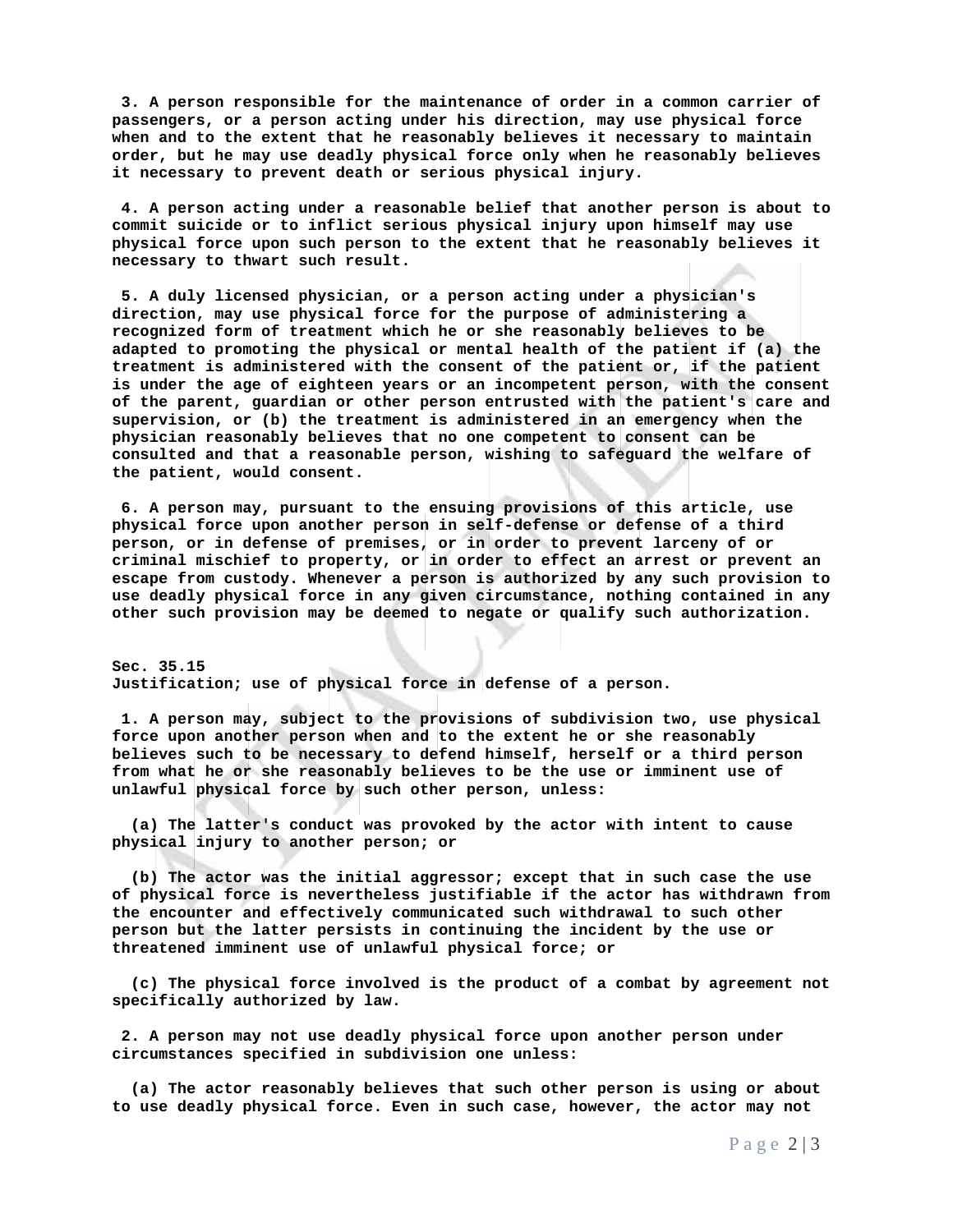**3. A person responsible for the maintenance of order in a common carrier of passengers, or a person acting under his direction, may use physical force when and to the extent that he reasonably believes it necessary to maintain order, but he may use deadly physical force only when he reasonably believes it necessary to prevent death or serious physical injury.**

**4. A person acting under a reasonable belief that another person is about to commit suicide or to inflict serious physical injury upon himself may use physical force upon such person to the extent that he reasonably believes it necessary to thwart such result.**

**5. A duly licensed physician, or a person acting under a physician's direction, may use physical force for the purpose of administering a recognized form of treatment which he or she reasonably believes to be adapted to promoting the physical or mental health of the patient if (a) the treatment is administered with the consent of the patient or, if the patient is under the age of eighteen years or an incompetent person, with the consent of the parent, guardian or other person entrusted with the patient's care and supervision, or (b) the treatment is administered in an emergency when the physician reasonably believes that no one competent to consent can be consulted and that a reasonable person, wishing to safeguard the welfare of the patient, would consent.**

**6. A person may, pursuant to the ensuing provisions of this article, use physical force upon another person in self-defense or defense of a third person, or in defense of premises, or in order to prevent larceny of or criminal mischief to property, or in order to effect an arrest or prevent an escape from custody. Whenever a person is authorized by any such provision to use deadly physical force in any given circumstance, nothing contained in any other such provision may be deemed to negate or qualify such authorization.**

**Sec. 35.15**
**Justification; use of physical force in defense of a person.**

**1. A person may, subject to the provisions of subdivision two, use physical force upon another person when and to the extent he or she reasonably believes such to be necessary to defend himself, herself or a third person from what he or she reasonably believes to be the use or imminent use of unlawful physical force by such other person, unless:**

**(a) The latter's conduct was provoked by the actor with intent to cause physical injury to another person; or**

**(b) The actor was the initial aggressor; except that in such case the use of physical force is nevertheless justifiable if the actor has withdrawn from the encounter and effectively communicated such withdrawal to such other person but the latter persists in continuing the incident by the use or threatened imminent use of unlawful physical force; or**

**(c) The physical force involved is the product of a combat by agreement not specifically authorized by law.**

**2. A person may not use deadly physical force upon another person under circumstances specified in subdivision one unless:**

**(a) The actor reasonably believes that such other person is using or about to use deadly physical force. Even in such case, however, the actor may not**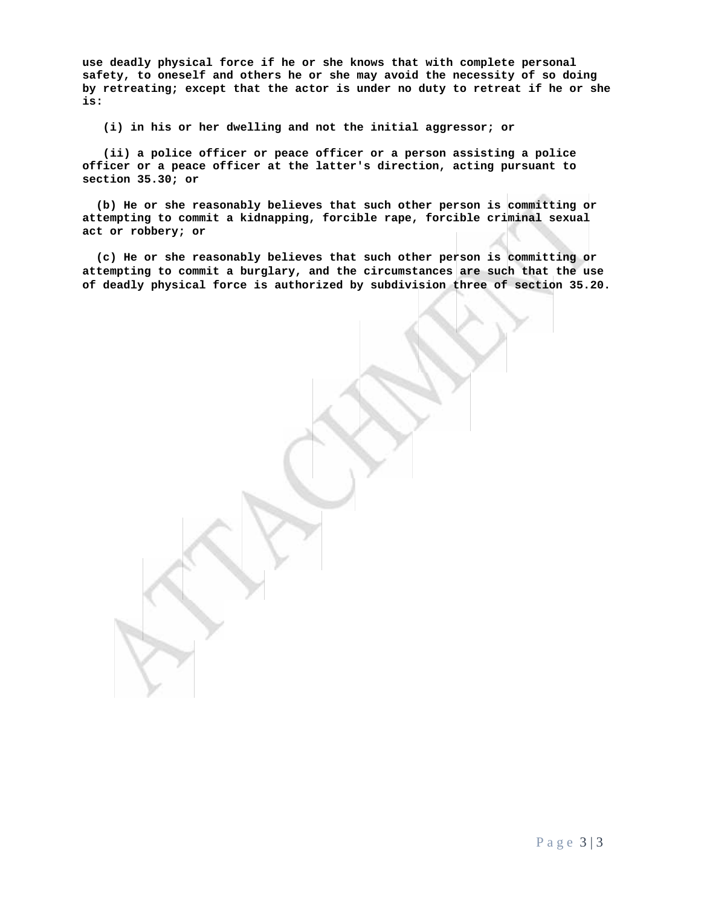**use deadly physical force if he or she knows that with complete personal safety, to oneself and others he or she may avoid the necessity of so doing by retreating; except that the actor is under no duty to retreat if he or she is:**

**(i) in his or her dwelling and not the initial aggressor; or**

**(ii) a police officer or peace officer or a person assisting a police officer or a peace officer at the latter's direction, acting pursuant to section 35.30; or**

**(b) He or she reasonably believes that such other person is committing or attempting to commit a kidnapping, forcible rape, forcible criminal sexual act or robbery; or**

**(c) He or she reasonably believes that such other person is committing or attempting to commit a burglary, and the circumstances are such that the use of deadly physical force is authorized by subdivision three of section 35.20.**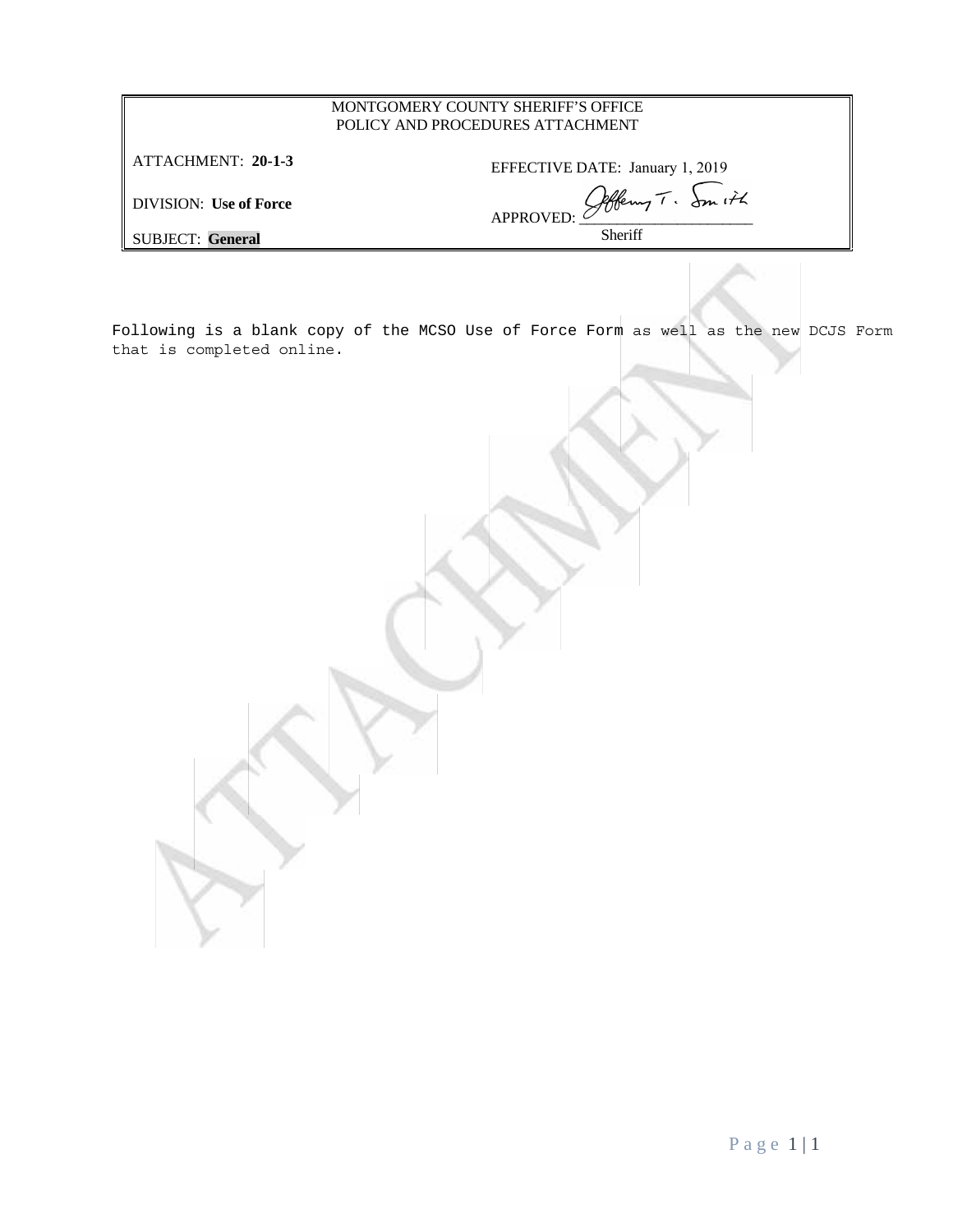| MONTGOMERY COUNTY SHERIFF'S OFFICE<br>POLICY AND PROCEDURES ATTACHMENT | |
|---|---|
| ATTACHMENT: **20-1-3** | EFFECTIVE DATE: January 1, 2019 |
| DIVISION: **Use of Force** | APPROVED: Jeffrey T. Smith<br>Sheriff |
| SUBJECT: **General** | |

Following is a blank copy of the MCSO Use of Force Form as well as the new DCJS Form that is completed online.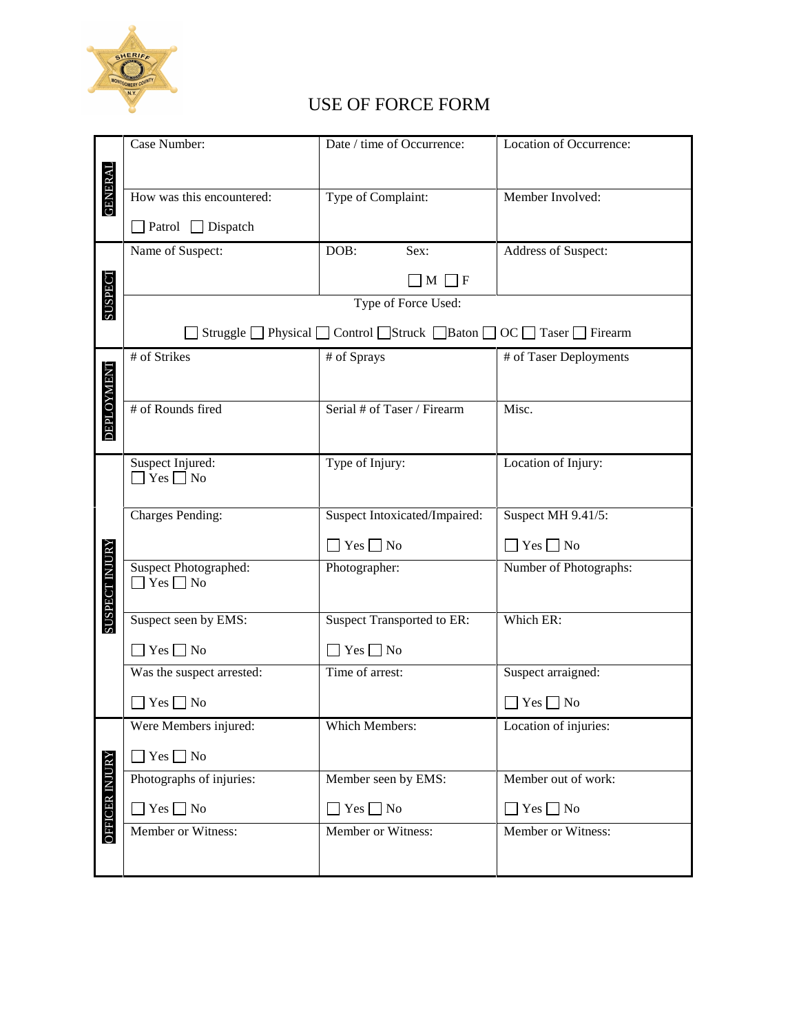# USE OF FORCE FORM

| Section | | | |
|---|---|---|---|
| GENERAL | Case Number: | Date / time of Occurrence: | Location of Occurrence: |
| | How was this encountered: ☐ Patrol ☐ Dispatch | Type of Complaint: | Member Involved: |
| SUSPECT | Name of Suspect: | DOB: Sex: ☐ M ☐ F | Address of Suspect: |
| | Type of Force Used: ☐ Struggle ☐ Physical ☐ Control ☐ Struck ☐ Baton ☐ OC ☐ Taser ☐ Firearm | | |
| DEPLOYMENT | # of Strikes | # of Sprays | # of Taser Deployments |
| | # of Rounds fired | Serial # of Taser / Firearm | Misc. |
| SUSPECT INJURY | Suspect Injured: ☐ Yes ☐ No | Type of Injury: | Location of Injury: |
| | Charges Pending: | Suspect Intoxicated/Impaired: ☐ Yes ☐ No | Suspect MH 9.41/5: ☐ Yes ☐ No |
| | Suspect Photographed: ☐ Yes ☐ No | Photographer: | Number of Photographs: |
| | Suspect seen by EMS: ☐ Yes ☐ No | Suspect Transported to ER: ☐ Yes ☐ No | Which ER: |
| | Was the suspect arrested: ☐ Yes ☐ No | Time of arrest: | Suspect arraigned: ☐ Yes ☐ No |
| OFFICER INJURY | Were Members injured: ☐ Yes ☐ No | Which Members: | Location of injuries: |
| | Photographs of injuries: ☐ Yes ☐ No | Member seen by EMS: ☐ Yes ☐ No | Member out of work: ☐ Yes ☐ No |
| | Member or Witness: | Member or Witness: | Member or Witness: |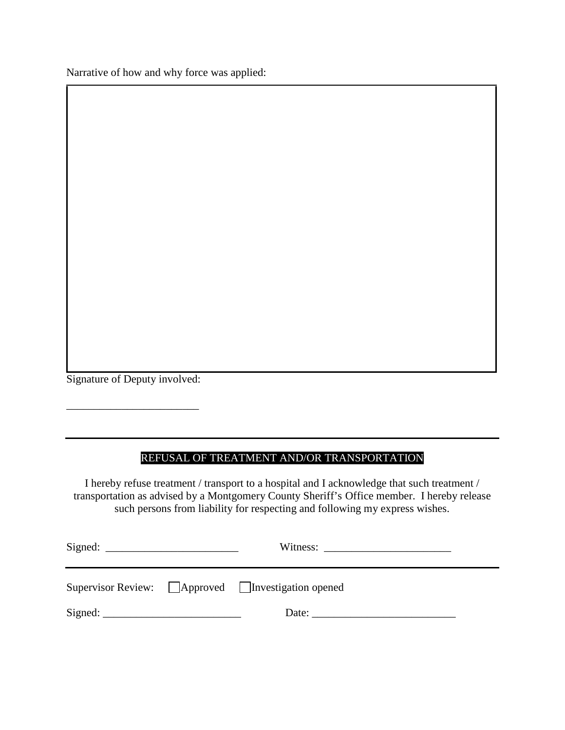Narrative of how and why force was applied:

| |
|---|
| |

Signature of Deputy involved:

________________________

---

## REFUSAL OF TREATMENT AND/OR TRANSPORTATION

I hereby refuse treatment / transport to a hospital and I acknowledge that such treatment / transportation as advised by a Montgomery County Sheriff's Office member. I hereby release such persons from liability for respecting and following my express wishes.

Signed: ________________________ Witness: ______________________

---

Supervisor Review: ☐ Approved ☐ Investigation opened

Signed: ________________________ Date: __________________________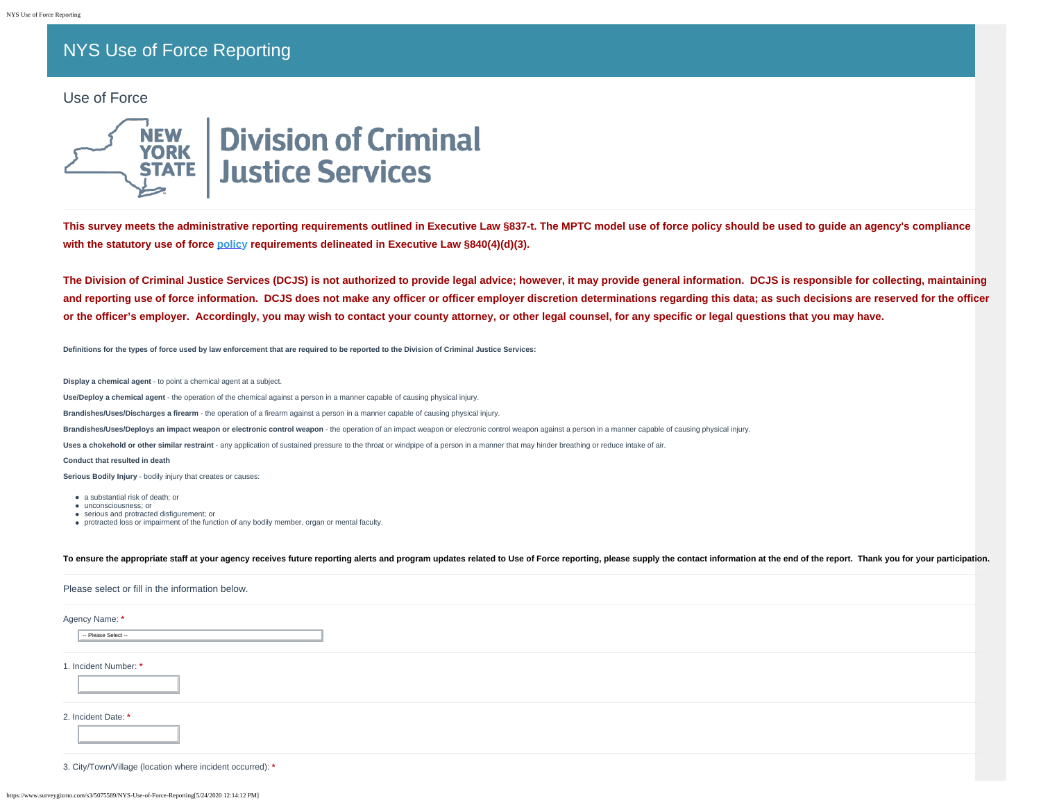# NYS Use of Force Reporting

## Use of Force

**Division of Criminal Justice Services**

**This survey meets the administrative reporting requirements outlined in Executive Law §837-t. The MPTC model use of force policy should be used to guide an agency's compliance with the statutory use of force policy requirements delineated in Executive Law §840(4)(d)(3).**

**The Division of Criminal Justice Services (DCJS) is not authorized to provide legal advice; however, it may provide general information. DCJS is responsible for collecting, maintaining and reporting use of force information. DCJS does not make any officer or officer employer discretion determinations regarding this data; as such decisions are reserved for the officer or the officer's employer. Accordingly, you may wish to contact your county attorney, or other legal counsel, for any specific or legal questions that you may have.**

**Definitions for the types of force used by law enforcement that are required to be reported to the Division of Criminal Justice Services:**

**Display a chemical agent** - to point a chemical agent at a subject.

**Use/Deploy a chemical agent** - the operation of the chemical against a person in a manner capable of causing physical injury.

**Brandishes/Uses/Discharges a firearm** - the operation of a firearm against a person in a manner capable of causing physical injury.

**Brandishes/Uses/Deploys an impact weapon or electronic control weapon** - the operation of an impact weapon or electronic control weapon against a person in a manner capable of causing physical injury.

**Uses a chokehold or other similar restraint** - any application of sustained pressure to the throat or windpipe of a person in a manner that may hinder breathing or reduce intake of air.

**Conduct that resulted in death**

**Serious Bodily Injury** - bodily injury that creates or causes:

- a substantial risk of death; or
- unconsciousness; or
- serious and protracted disfigurement; or
- protracted loss or impairment of the function of any bodily member, organ or mental faculty.

**To ensure the appropriate staff at your agency receives future reporting alerts and program updates related to Use of Force reporting, please supply the contact information at the end of the report. Thank you for your participation.**

Please select or fill in the information below.

Agency Name: *

-- Please Select --

1. Incident Number: *

2. Incident Date: *

3. City/Town/Village (location where incident occurred): *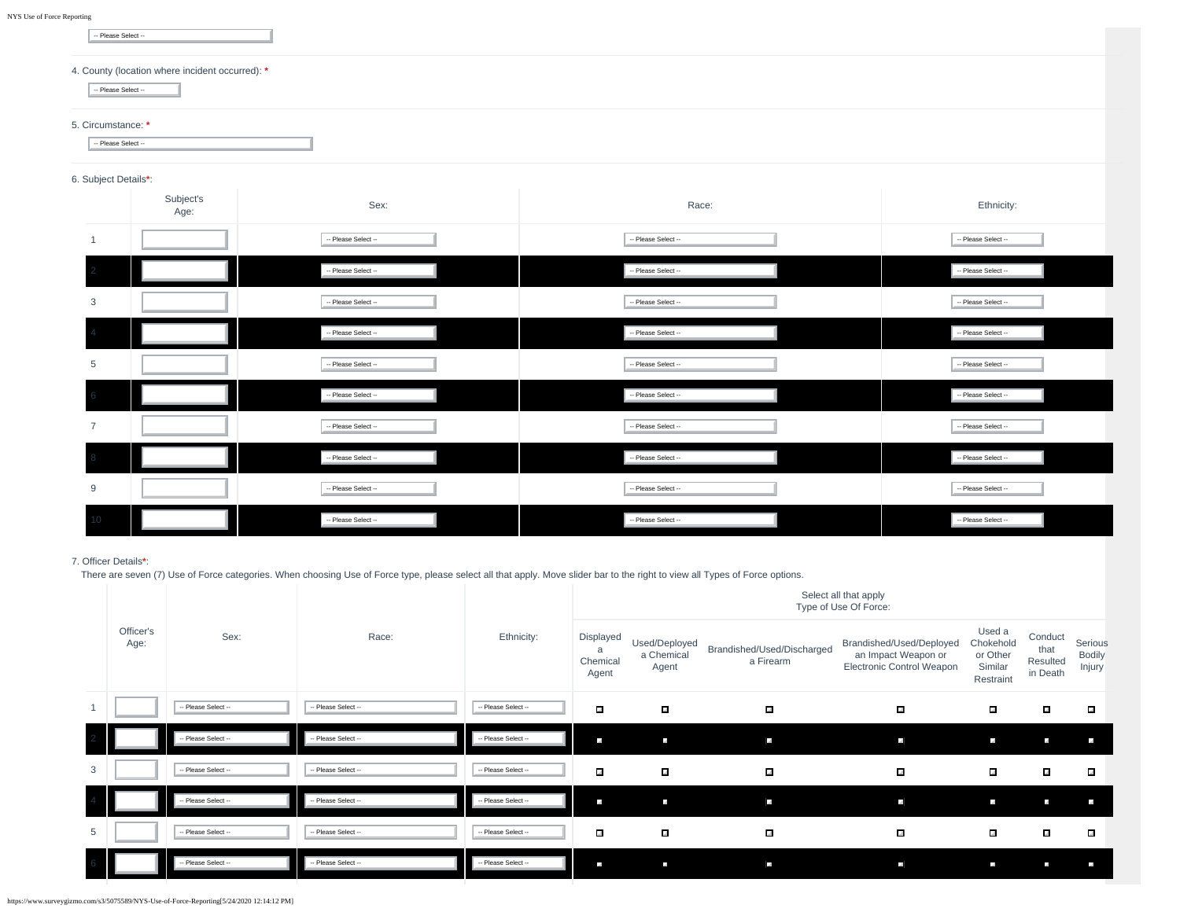-- Please Select --

4. County (location where incident occurred): *

-- Please Select --

5. Circumstance: *

-- Please Select --

6. Subject Details*:

| | Subject's Age: | Sex: | Race: | Ethnicity: |
|---|---|---|---|---|
| 1 | | -- Please Select -- | -- Please Select -- | -- Please Select -- |
| 2 | | -- Please Select -- | -- Please Select -- | -- Please Select -- |
| 3 | | -- Please Select -- | -- Please Select -- | -- Please Select -- |
| 4 | | -- Please Select -- | -- Please Select -- | -- Please Select -- |
| 5 | | -- Please Select -- | -- Please Select -- | -- Please Select -- |
| 6 | | -- Please Select -- | -- Please Select -- | -- Please Select -- |
| 7 | | -- Please Select -- | -- Please Select -- | -- Please Select -- |
| 8 | | -- Please Select -- | -- Please Select -- | -- Please Select -- |
| 9 | | -- Please Select -- | -- Please Select -- | -- Please Select -- |
| 10 | | -- Please Select -- | -- Please Select -- | -- Please Select -- |

7. Officer Details*:

There are seven (7) Use of Force categories. When choosing Use of Force type, please select all that apply. Move slider bar to the right to view all Types of Force options.

| | | | | | Select all that apply Type of Use Of Force: | | | | | | |
|---|---|---|---|---|---|---|---|---|---|---|---|
| | Officer's Age: | Sex: | Race: | Ethnicity: | Displayed a Chemical Agent | Used/Deployed a Chemical Agent | Brandished/Used/Discharged a Firearm | Brandished/Used/Deployed an Impact Weapon or Electronic Control Weapon | Used a Chokehold or Other Similar Restraint | Conduct that Resulted in Death | Serious Bodily Injury |
| 1 | | -- Please Select -- | -- Please Select -- | -- Please Select -- | ☐ | ☐ | ☐ | ☐ | ☐ | ☐ | ☐ |
| 2 | | -- Please Select -- | -- Please Select -- | -- Please Select -- | ☐ | ☐ | ☐ | ☐ | ☐ | ☐ | ☐ |
| 3 | | -- Please Select -- | -- Please Select -- | -- Please Select -- | ☐ | ☐ | ☐ | ☐ | ☐ | ☐ | ☐ |
| 4 | | -- Please Select -- | -- Please Select -- | -- Please Select -- | ☐ | ☐ | ☐ | ☐ | ☐ | ☐ | ☐ |
| 5 | | -- Please Select -- | -- Please Select -- | -- Please Select -- | ☐ | ☐ | ☐ | ☐ | ☐ | ☐ | ☐ |
| 6 | | -- Please Select -- | -- Please Select -- | -- Please Select -- | ☐ | ☐ | ☐ | ☐ | ☐ | ☐ | ☐ |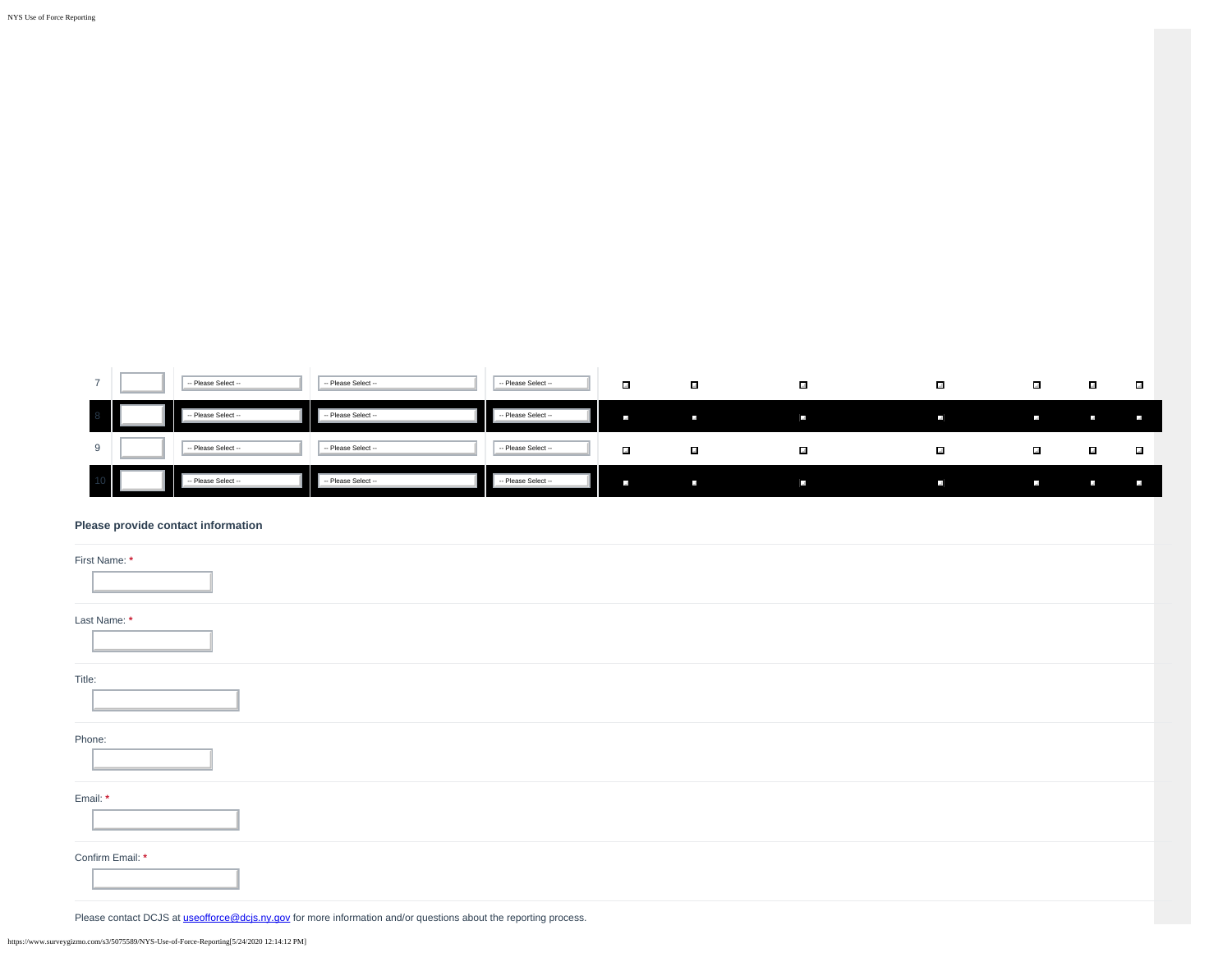| | | | | | | | | | | | |
|---|---|---|---|---|---|---|---|---|---|---|---|
| 7 | | -- Please Select -- | -- Please Select -- | -- Please Select -- | ☐ | ☐ | ☐ | ☐ | ☐ | ☐ | ☐ |
| 8 | | -- Please Select -- | -- Please Select -- | -- Please Select -- | ☐ | ☐ | ☐ | ☐ | ☐ | ☐ | ☐ |
| 9 | | -- Please Select -- | -- Please Select -- | -- Please Select -- | ☐ | ☐ | ☐ | ☐ | ☐ | ☐ | ☐ |
| 10 | | -- Please Select -- | -- Please Select -- | -- Please Select -- | ☐ | ☐ | ☐ | ☐ | ☐ | ☐ | ☐ |

**Please provide contact information**

First Name: *

Last Name: *

Title:

Phone:

Email: *

Confirm Email: *

Please contact DCJS at useofforce@dcjs.ny.gov for more information and/or questions about the reporting process.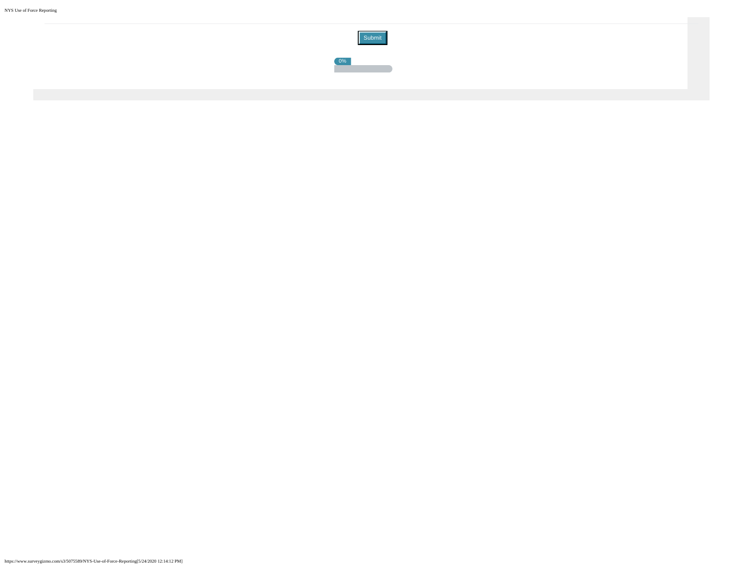Submit

0%